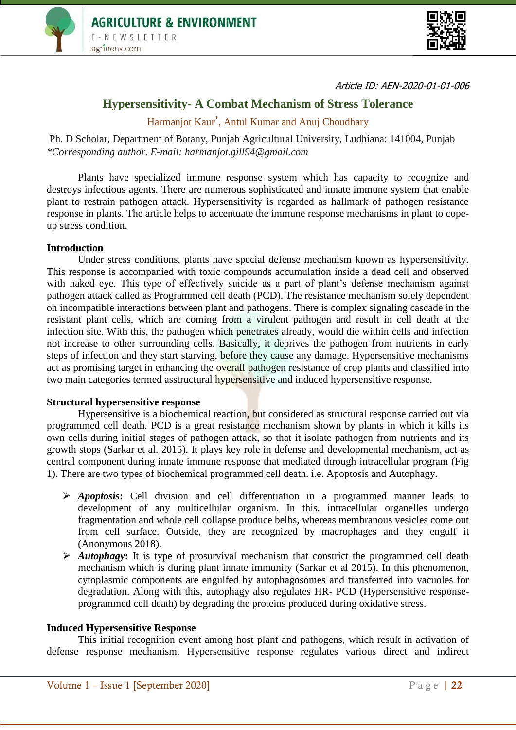Article ID: AEN-2020-01-01-006

# Hypersensitivity- A Combat Mechanism of Stress Tolerance

Harmanjot Kaur*, Antul Kumar and Anuj Choudhary

Ph. D Scholar, Department of Botany, Punjab Agricultural University, Ludhiana: 141004, Punjab

*Corresponding author. E-mail: harmanjot.gill94@gmail.com

Plants have specialized immune response system which has capacity to recognize and destroys infectious agents. There are numerous sophisticated and innate immune system that enable plant to restrain pathogen attack. Hypersensitivity is regarded as hallmark of pathogen resistance response in plants. The article helps to accentuate the immune response mechanisms in plant to cope-up stress condition.

## Introduction

Under stress conditions, plants have special defense mechanism known as hypersensitivity. This response is accompanied with toxic compounds accumulation inside a dead cell and observed with naked eye. This type of effectively suicide as a part of plant's defense mechanism against pathogen attack called as Programmed cell death (PCD). The resistance mechanism solely dependent on incompatible interactions between plant and pathogens. There is complex signaling cascade in the resistant plant cells, which are coming from a virulent pathogen and result in cell death at the infection site. With this, the pathogen which penetrates already, would die within cells and infection not increase to other surrounding cells. Basically, it deprives the pathogen from nutrients in early steps of infection and they start starving, before they cause any damage. Hypersensitive mechanisms act as promising target in enhancing the overall pathogen resistance of crop plants and classified into two main categories termed asstructural hypersensitive and induced hypersensitive response.

## Structural hypersensitive response

Hypersensitive is a biochemical reaction, but considered as structural response carried out via programmed cell death. PCD is a great resistance mechanism shown by plants in which it kills its own cells during initial stages of pathogen attack, so that it isolate pathogen from nutrients and its growth stops (Sarkar et al. 2015). It plays key role in defense and developmental mechanism, act as central component during innate immune response that mediated through intracellular program (Fig 1). There are two types of biochemical programmed cell death. i.e. Apoptosis and Autophagy.

- ***Apoptosis***: Cell division and cell differentiation in a programmed manner leads to development of any multicellular organism. In this, intracellular organelles undergo fragmentation and whole cell collapse produce belbs, whereas membranous vesicles come out from cell surface. Outside, they are recognized by macrophages and they engulf it (Anonymous 2018).
- ***Autophagy***: It is type of prosurvival mechanism that constrict the programmed cell death mechanism which is during plant innate immunity (Sarkar et al 2015). In this phenomenon, cytoplasmic components are engulfed by autophagosomes and transferred into vacuoles for degradation. Along with this, autophagy also regulates HR- PCD (Hypersensitive response-programmed cell death) by degrading the proteins produced during oxidative stress.

## Induced Hypersensitive Response

This initial recognition event among host plant and pathogens, which result in activation of defense response mechanism. Hypersensitive response regulates various direct and indirect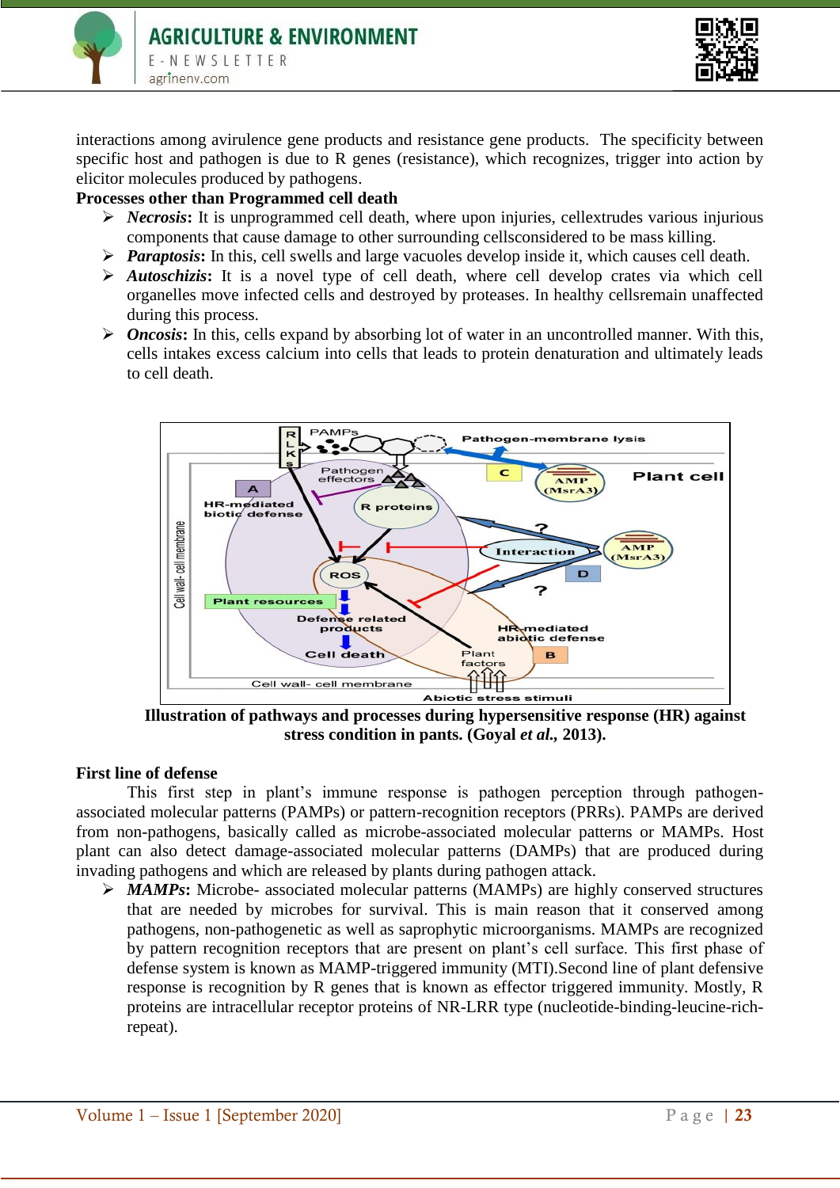interactions among avirulence gene products and resistance gene products. The specificity between specific host and pathogen is due to R genes (resistance), which recognizes, trigger into action by elicitor molecules produced by pathogens.

**Processes other than Programmed cell death**

- ***Necrosis*:** It is unprogrammed cell death, where upon injuries, cellextrudes various injurious components that cause damage to other surrounding cellsconsidered to be mass killing.
- ***Paraptosis*:** In this, cell swells and large vacuoles develop inside it, which causes cell death.
- ***Autoschizis*:** It is a novel type of cell death, where cell develop crates via which cell organelles move infected cells and destroyed by proteases. In healthy cellsremain unaffected during this process.
- ***Oncosis*:** In this, cells expand by absorbing lot of water in an uncontrolled manner. With this, cells intakes excess calcium into cells that leads to protein denaturation and ultimately leads to cell death.

**Illustration of pathways and processes during hypersensitive response (HR) against stress condition in pants. (Goyal *et al.*, 2013).**

**First line of defense**

This first step in plant's immune response is pathogen perception through pathogen-associated molecular patterns (PAMPs) or pattern-recognition receptors (PRRs). PAMPs are derived from non-pathogens, basically called as microbe-associated molecular patterns or MAMPs. Host plant can also detect damage-associated molecular patterns (DAMPs) that are produced during invading pathogens and which are released by plants during pathogen attack.

- ***MAMPs*:** Microbe- associated molecular patterns (MAMPs) are highly conserved structures that are needed by microbes for survival. This is main reason that it conserved among pathogens, non-pathogenetic as well as saprophytic microorganisms. MAMPs are recognized by pattern recognition receptors that are present on plant's cell surface. This first phase of defense system is known as MAMP-triggered immunity (MTI).Second line of plant defensive response is recognition by R genes that is known as effector triggered immunity. Mostly, R proteins are intracellular receptor proteins of NR-LRR type (nucleotide-binding-leucine-rich-repeat).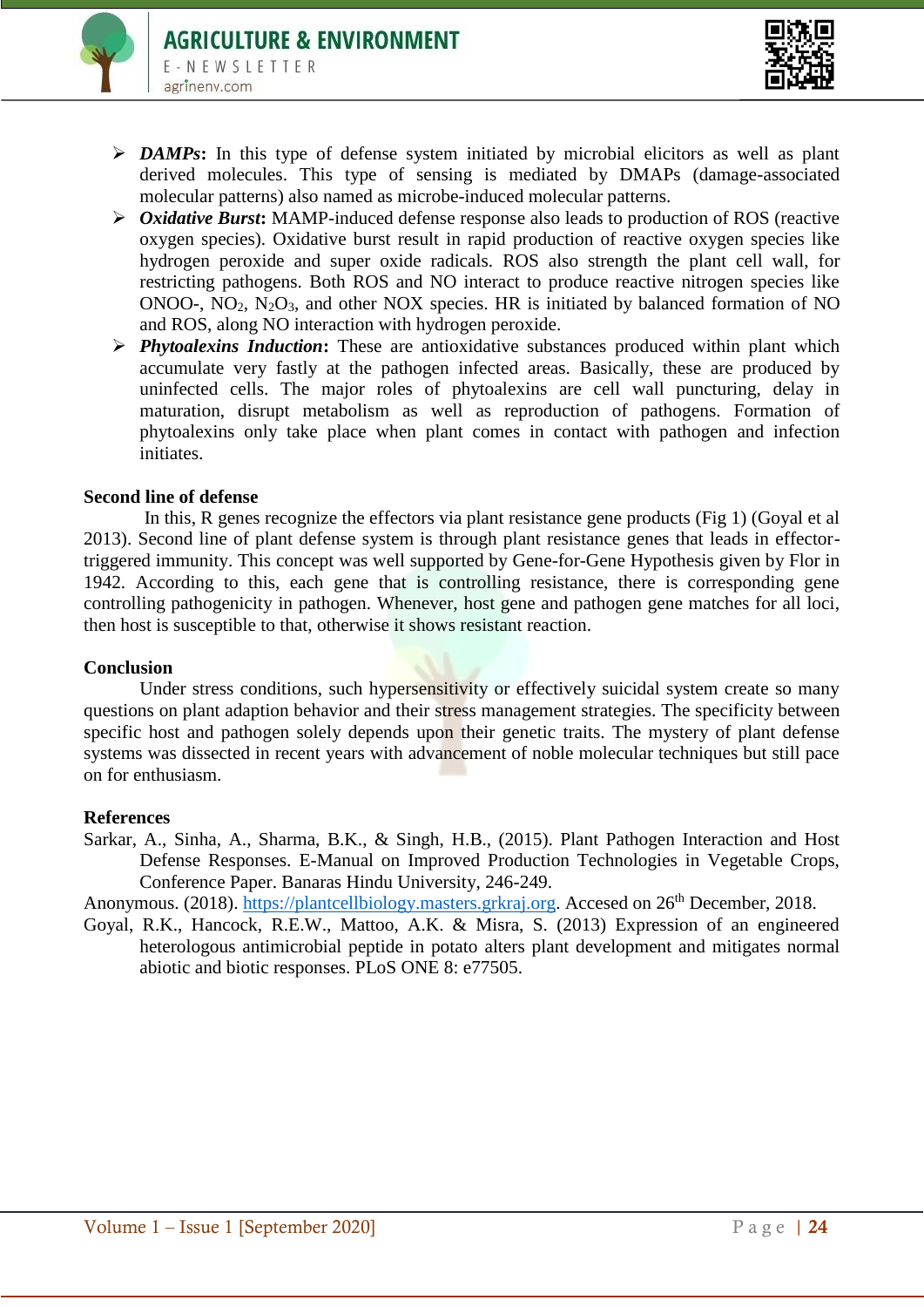- ***DAMPs***: In this type of defense system initiated by microbial elicitors as well as plant derived molecules. This type of sensing is mediated by DMAPs (damage-associated molecular patterns) also named as microbe-induced molecular patterns.
- ***Oxidative Burst***: MAMP-induced defense response also leads to production of ROS (reactive oxygen species). Oxidative burst result in rapid production of reactive oxygen species like hydrogen peroxide and super oxide radicals. ROS also strength the plant cell wall, for restricting pathogens. Both ROS and NO interact to produce reactive nitrogen species like ONOO-, $NO_2$, $N_2O_3$, and other NOX species. HR is initiated by balanced formation of NO and ROS, along NO interaction with hydrogen peroxide.
- ***Phytoalexins Induction***: These are antioxidative substances produced within plant which accumulate very fastly at the pathogen infected areas. Basically, these are produced by uninfected cells. The major roles of phytoalexins are cell wall puncturing, delay in maturation, disrupt metabolism as well as reproduction of pathogens. Formation of phytoalexins only take place when plant comes in contact with pathogen and infection initiates.

**Second line of defense**

In this, R genes recognize the effectors via plant resistance gene products (Fig 1) (Goyal et al 2013). Second line of plant defense system is through plant resistance genes that leads in effector-triggered immunity. This concept was well supported by Gene-for-Gene Hypothesis given by Flor in 1942. According to this, each gene that is controlling resistance, there is corresponding gene controlling pathogenicity in pathogen. Whenever, host gene and pathogen gene matches for all loci, then host is susceptible to that, otherwise it shows resistant reaction.

**Conclusion**

Under stress conditions, such hypersensitivity or effectively suicidal system create so many questions on plant adaption behavior and their stress management strategies. The specificity between specific host and pathogen solely depends upon their genetic traits. The mystery of plant defense systems was dissected in recent years with advancement of noble molecular techniques but still pace on for enthusiasm.

**References**

Sarkar, A., Sinha, A., Sharma, B.K., & Singh, H.B., (2015). Plant Pathogen Interaction and Host Defense Responses. E-Manual on Improved Production Technologies in Vegetable Crops, Conference Paper. Banaras Hindu University, 246-249.

Anonymous. (2018). https://plantcellbiology.masters.grkraj.org. Accesed on 26th December, 2018.

Goyal, R.K., Hancock, R.E.W., Mattoo, A.K. & Misra, S. (2013) Expression of an engineered heterologous antimicrobial peptide in potato alters plant development and mitigates normal abiotic and biotic responses. PLoS ONE 8: e77505.